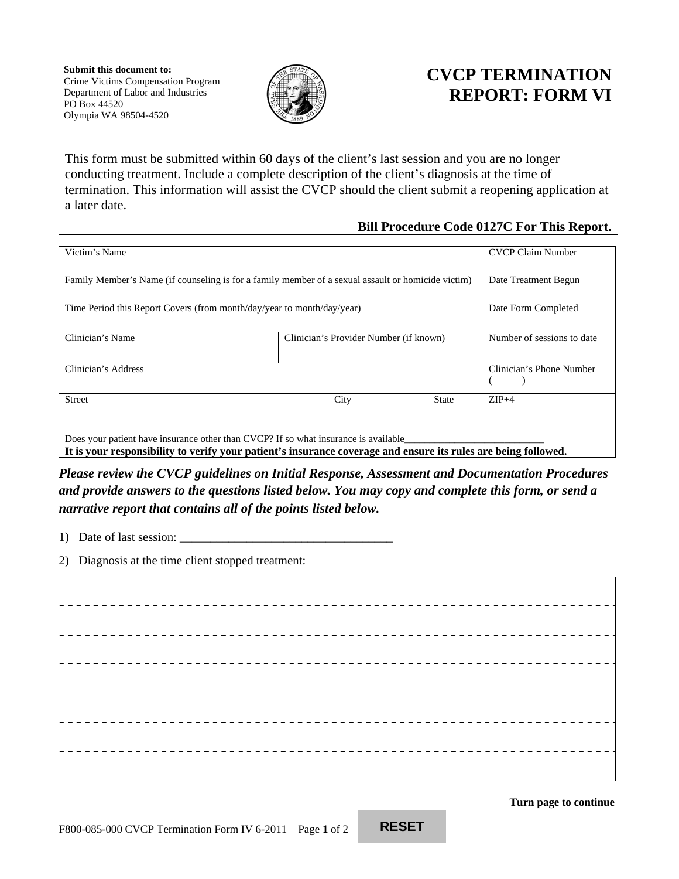**Submit this document to:**
Crime Victims Compensation Program
Department of Labor and Industries
PO Box 44520
Olympia WA 98504-4520

# CVCP TERMINATION REPORT: FORM VI

This form must be submitted within 60 days of the client's last session and you are no longer conducting treatment. Include a complete description of the client's diagnosis at the time of termination. This information will assist the CVCP should the client submit a reopening application at a later date.

**Bill Procedure Code 0127C For This Report.**

| Victim's Name | | | CVCP Claim Number |
|---|---|---|---|
| Family Member's Name (if counseling is for a family member of a sexual assault or homicide victim) | | | Date Treatment Begun |
| Time Period this Report Covers (from month/day/year to month/day/year) | | | Date Form Completed |
| Clinician's Name | Clinician's Provider Number (if known) | | Number of sessions to date |
| Clinician's Address | | | Clinician's Phone Number ( ) |
| Street | City | State | ZIP+4 |

Does your patient have insurance other than CVCP? If so what insurance is available___________________________
**It is your responsibility to verify your patient's insurance coverage and ensure its rules are being followed.**

***Please review the CVCP guidelines on Initial Response, Assessment and Documentation Procedures and provide answers to the questions listed below. You may copy and complete this form, or send a narrative report that contains all of the points listed below.***

1) Date of last session: ___________________________________

2) Diagnosis at the time client stopped treatment:

**Turn page to continue**

F800-085-000 CVCP Termination Form IV 6-2011

RESET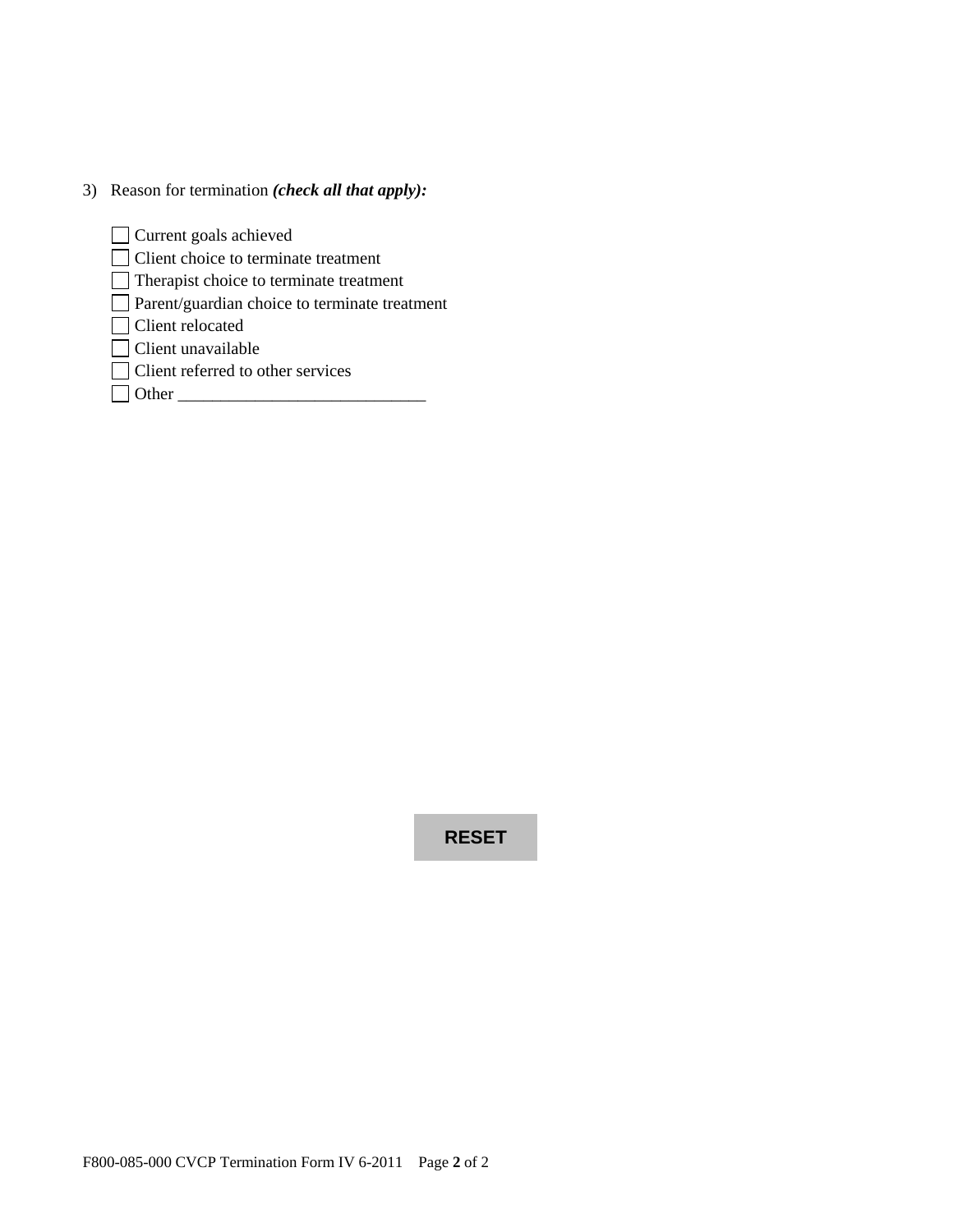3) Reason for termination ***(check all that apply):***

- ☐ Current goals achieved
- ☐ Client choice to terminate treatment
- ☐ Therapist choice to terminate treatment
- ☐ Parent/guardian choice to terminate treatment
- ☐ Client relocated
- ☐ Client unavailable
- ☐ Client referred to other services
- ☐ Other ____________________________

**RESET**